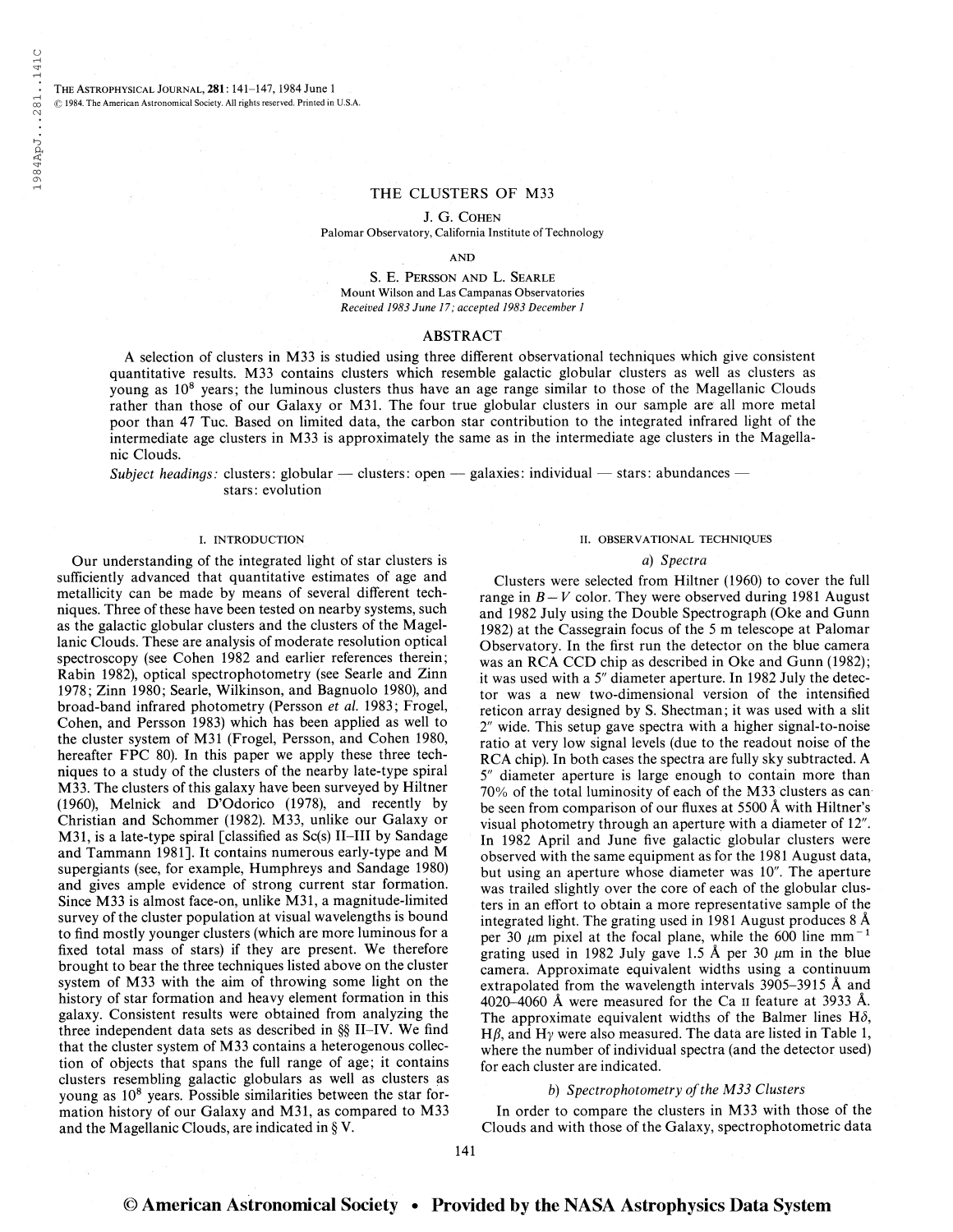# THE CLUSTERS OF M33

J. G. Cohen

Palomar Observatory, California Institute of Technology

AND

S. E. Persson and L. Searle

Mount Wilson and Las Campanas Observatories

*Received 1983 June 17; accepted 1983 December 1*

## ABSTRACT

A selection of clusters in M33 is studied using three different observational techniques which give consistent quantitative results. M33 contains clusters which resemble galactic globular clusters as well as clusters as young as $10^8$ years; the luminous clusters thus have an age range similar to those of the Magellanic Clouds rather than those of our Galaxy or M31. The four true globular clusters in our sample are all more metal poor than 47 Tuc. Based on limited data, the carbon star contribution to the integrated infrared light of the intermediate age clusters in M33 is approximately the same as in the intermediate age clusters in the Magellanic Clouds.

*Subject headings:* clusters: globular — clusters: open — galaxies: individual — stars: abundances — stars: evolution

## I. INTRODUCTION

Our understanding of the integrated light of star clusters is sufficiently advanced that quantitative estimates of age and metallicity can be made by means of several different techniques. Three of these have been tested on nearby systems, such as the galactic globular clusters and the clusters of the Magellanic Clouds. These are analysis of moderate resolution optical spectroscopy (see Cohen 1982 and earlier references therein; Rabin 1982), optical spectrophotometry (see Searle and Zinn 1978; Zinn 1980; Searle, Wilkinson, and Bagnuolo 1980), and broad-band infrared photometry (Persson *et al.* 1983; Frogel, Cohen, and Persson 1983) which has been applied as well to the cluster system of M31 (Frogel, Persson, and Cohen 1980, hereafter FPC 80). In this paper we apply these three techniques to a study of the clusters of the nearby late-type spiral M33. The clusters of this galaxy have been surveyed by Hiltner (1960), Melnick and D'Odorico (1978), and recently by Christian and Schommer (1982). M33, unlike our Galaxy or M31, is a late-type spiral [classified as Sc(s) II–III by Sandage and Tammann 1981]. It contains numerous early-type and M supergiants (see, for example, Humphreys and Sandage 1980) and gives ample evidence of strong current star formation. Since M33 is almost face-on, unlike M31, a magnitude-limited survey of the cluster population at visual wavelengths is bound to find mostly younger clusters (which are more luminous for a fixed total mass of stars) if they are present. We therefore brought to bear the three techniques listed above on the cluster system of M33 with the aim of throwing some light on the history of star formation and heavy element formation in this galaxy. Consistent results were obtained from analyzing the three independent data sets as described in §§ II–IV. We find that the cluster system of M33 contains a heterogenous collection of objects that spans the full range of age; it contains clusters resembling galactic globulars as well as clusters as young as $10^8$ years. Possible similarities between the star formation history of our Galaxy and M31, as compared to M33 and the Magellanic Clouds, are indicated in § V.

## II. OBSERVATIONAL TECHNIQUES

### *a) Spectra*

Clusters were selected from Hiltner (1960) to cover the full range in $B-V$ color. They were observed during 1981 August and 1982 July using the Double Spectrograph (Oke and Gunn 1982) at the Cassegrain focus of the 5 m telescope at Palomar Observatory. In the first run the detector on the blue camera was an RCA CCD chip as described in Oke and Gunn (1982); it was used with a 5″ diameter aperture. In 1982 July the detector was a new two-dimensional version of the intensified reticon array designed by S. Shectman; it was used with a slit 2″ wide. This setup gave spectra with a higher signal-to-noise ratio at very low signal levels (due to the readout noise of the RCA chip). In both cases the spectra are fully sky subtracted. A 5″ diameter aperture is large enough to contain more than 70% of the total luminosity of each of the M33 clusters as can be seen from comparison of our fluxes at 5500 Å with Hiltner's visual photometry through an aperture with a diameter of 12″. In 1982 April and June five galactic globular clusters were observed with the same equipment as for the 1981 August data, but using an aperture whose diameter was 10″. The aperture was trailed slightly over the core of each of the globular clusters in an effort to obtain a more representative sample of the integrated light. The grating used in 1981 August produces 8 Å per 30 μm pixel at the focal plane, while the 600 line $mm^{-1}$ grating used in 1982 July gave 1.5 Å per 30 μm in the blue camera. Approximate equivalent widths using a continuum extrapolated from the wavelength intervals 3905–3915 Å and 4020–4060 Å were measured for the Ca II feature at 3933 Å. The approximate equivalent widths of the Balmer lines Hδ, Hβ, and Hγ were also measured. The data are listed in Table 1, where the number of individual spectra (and the detector used) for each cluster are indicated.

### *b) Spectrophotometry of the M33 Clusters*

In order to compare the clusters in M33 with those of the Clouds and with those of the Galaxy, spectrophotometric data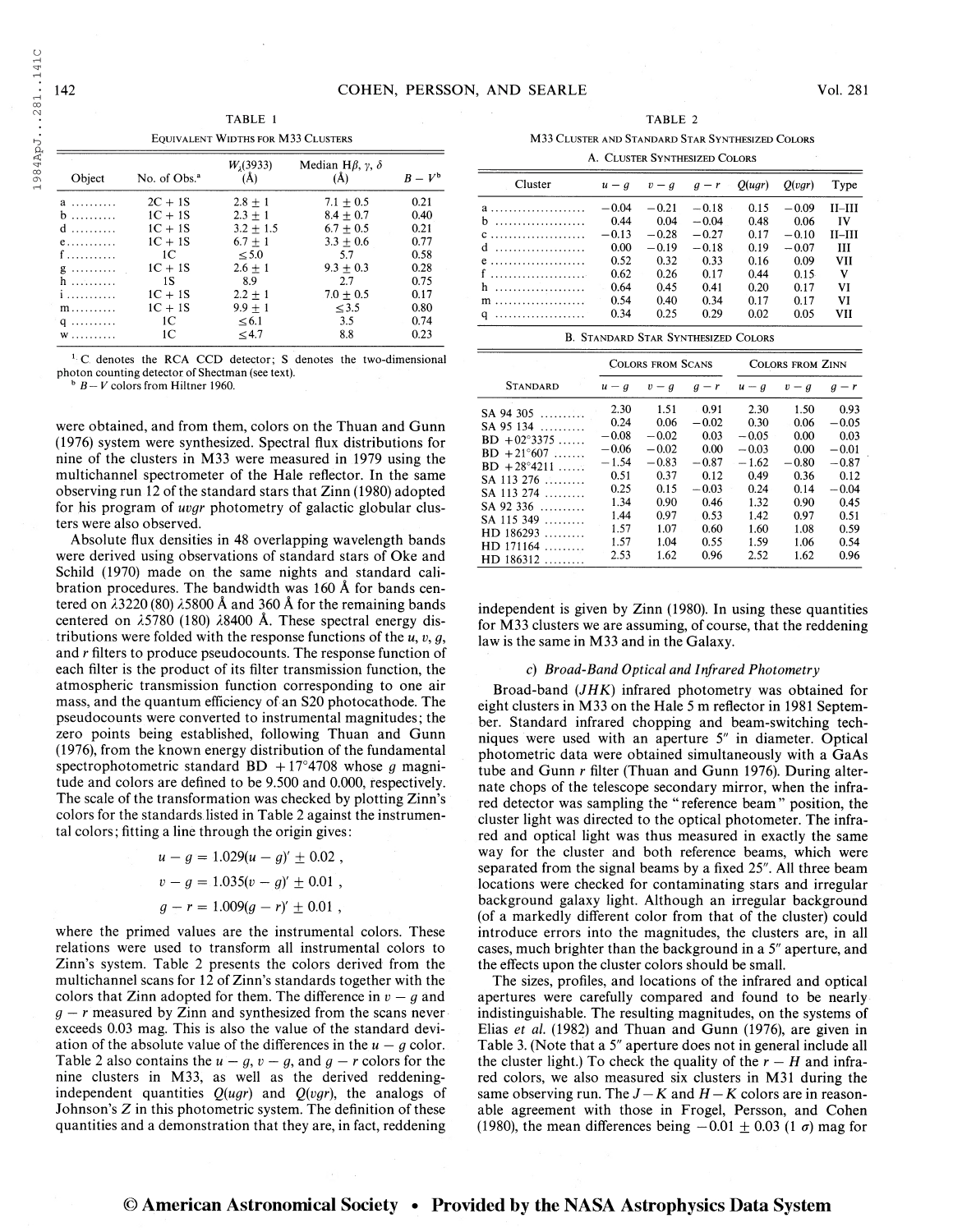TABLE 1

EQUIVALENT WIDTHS FOR M33 CLUSTERS

| Object | No. of Obs.[a] | $W_\lambda(3933)$ (Å) | Median Hβ, γ, δ (Å) | $B-V$[b] |
|---|---|---|---|---|
| a | 2C + 1S | 2.8 ± 1 | 7.1 ± 0.5 | 0.21 |
| b | 1C + 1S | 2.3 ± 1 | 8.4 ± 0.7 | 0.40 |
| d | 1C + 1S | 3.2 ± 1.5 | 6.7 ± 0.5 | 0.21 |
| e | 1C + 1S | 6.7 ± 1 | 3.3 ± 0.6 | 0.77 |
| f | 1C | ≤5.0 | 5.7 | 0.58 |
| g | 1C + 1S | 2.6 ± 1 | 9.3 ± 0.3 | 0.28 |
| h | 1S | 8.9 | 2.7 | 0.75 |
| i | 1C + 1S | 2.2 ± 1 | 7.0 ± 0.5 | 0.17 |
| m | 1C + 1S | 9.9 ± 1 | ≤3.5 | 0.80 |
| q | 1C | ≤6.1 | 3.5 | 0.74 |
| w | 1C | ≤4.7 | 8.8 | 0.23 |

[a] C denotes the RCA CCD detector; S denotes the two-dimensional photon counting detector of Shectman (see text).

[b] $B-V$ colors from Hiltner 1960.

were obtained, and from them, colors on the Thuan and Gunn (1976) system were synthesized. Spectral flux distributions for nine of the clusters in M33 were measured in 1979 using the multichannel spectrometer of the Hale reflector. In the same observing run 12 of the standard stars that Zinn (1980) adopted for his program of *uvgr* photometry of galactic globular clusters were also observed.

Absolute flux densities in 48 overlapping wavelength bands were derived using observations of standard stars of Oke and Schild (1970) made on the same nights and standard calibration procedures. The bandwidth was 160 Å for bands centered on λ3220 (80) λ5800 Å and 360 Å for the remaining bands centered on λ5780 (180) λ8400 Å. These spectral energy distributions were folded with the response functions of the *u*, *v*, *g*, and *r* filters to produce pseudocounts. The response function of each filter is the product of its filter transmission function, the atmospheric transmission function corresponding to one air mass, and the quantum efficiency of an S20 photocathode. The pseudocounts were converted to instrumental magnitudes; the zero points being established, following Thuan and Gunn (1976), from the known energy distribution of the fundamental spectrophotometric standard BD +17°4708 whose *g* magnitude and colors are defined to be 9.500 and 0.000, respectively. The scale of the transformation was checked by plotting Zinn's colors for the standards listed in Table 2 against the instrumental colors; fitting a line through the origin gives:

$$u-g = 1.029(u-g)' \pm 0.02\,,$$

$$v-g = 1.035(v-g)' \pm 0.01\,,$$

$$g-r = 1.009(g-r)' \pm 0.01\,,$$

where the primed values are the instrumental colors. These relations were used to transform all instrumental colors to Zinn's system. Table 2 presents the colors derived from the multichannel scans for 12 of Zinn's standards together with the colors that Zinn adopted for them. The difference in $v-g$ and $g-r$ measured by Zinn and synthesized from the scans never exceeds 0.03 mag. This is also the value of the standard deviation of the absolute value of the differences in the $u-g$ color. Table 2 also contains the $u-g$, $v-g$, and $g-r$ colors for the nine clusters in M33, as well as the derived reddening-independent quantities $Q(ugr)$ and $Q(vgr)$, the analogs of Johnson's *Z* in this photometric system. The definition of these quantities and a demonstration that they are, in fact, reddening independent is given by Zinn (1980). In using these quantities for M33 clusters we are assuming, of course, that the reddening law is the same in M33 and in the Galaxy.

TABLE 2

M33 CLUSTER AND STANDARD STAR SYNTHESIZED COLORS

A. CLUSTER SYNTHESIZED COLORS

| Cluster | $u-g$ | $v-g$ | $g-r$ | $Q(ugr)$ | $Q(vgr)$ | Type |
|---|---|---|---|---|---|---|
| a | −0.04 | −0.21 | −0.18 | 0.15 | −0.09 | II–III |
| b | 0.44 | 0.04 | −0.04 | 0.48 | 0.06 | IV |
| c | −0.13 | −0.28 | −0.27 | 0.17 | −0.10 | II–III |
| d | 0.00 | −0.19 | −0.18 | 0.19 | −0.07 | III |
| e | 0.52 | 0.32 | 0.33 | 0.16 | 0.09 | VII |
| f | 0.62 | 0.26 | 0.17 | 0.44 | 0.15 | V |
| h | 0.64 | 0.45 | 0.41 | 0.20 | 0.17 | VI |
| m | 0.54 | 0.40 | 0.34 | 0.17 | 0.17 | VI |
| q | 0.34 | 0.25 | 0.29 | 0.02 | 0.05 | VII |

B. STANDARD STAR SYNTHESIZED COLORS

| Standard | Colors from Scans | | | Colors from Zinn | | |
|---|---|---|---|---|---|---|
| | $u-g$ | $v-g$ | $g-r$ | $u-g$ | $v-g$ | $g-r$ |
| SA 94 305 | 2.30 | 1.51 | 0.91 | 2.30 | 1.50 | 0.93 |
| SA 95 134 | 0.24 | 0.06 | −0.02 | 0.30 | 0.06 | −0.05 |
| BD +02°3375 | −0.08 | −0.02 | 0.03 | −0.05 | 0.00 | 0.03 |
| BD +21°607 | −0.06 | −0.02 | 0.00 | −0.03 | 0.00 | −0.01 |
| BD +28°4211 | −1.54 | −0.83 | −0.87 | −1.62 | −0.80 | −0.87 |
| SA 113 276 | 0.51 | 0.37 | 0.12 | 0.49 | 0.36 | 0.12 |
| SA 113 274 | 0.25 | 0.15 | −0.03 | 0.24 | 0.14 | −0.04 |
| SA 92 336 | 1.34 | 0.90 | 0.46 | 1.32 | 0.90 | 0.45 |
| SA 115 349 | 1.44 | 0.97 | 0.53 | 1.42 | 0.97 | 0.51 |
| HD 186293 | 1.57 | 1.07 | 0.60 | 1.60 | 1.08 | 0.59 |
| HD 171164 | 1.57 | 1.04 | 0.55 | 1.59 | 1.06 | 0.54 |
| HD 186312 | 2.53 | 1.62 | 0.96 | 2.52 | 1.62 | 0.96 |

### *c) Broad-Band Optical and Infrared Photometry*

Broad-band (*JHK*) infrared photometry was obtained for eight clusters in M33 on the Hale 5 m reflector in 1981 September. Standard infrared chopping and beam-switching techniques were used with an aperture 5″ in diameter. Optical photometric data were obtained simultaneously with a GaAs tube and Gunn *r* filter (Thuan and Gunn 1976). During alternate chops of the telescope secondary mirror, when the infrared detector was sampling the "reference beam" position, the cluster light was directed to the optical photometer. The infrared and optical light was thus measured in exactly the same way for the cluster and both reference beams, which were separated from the signal beams by a fixed 25″. All three beam locations were checked for contaminating stars and irregular background galaxy light. Although an irregular background (of a markedly different color from that of the cluster) could introduce errors into the magnitudes, the clusters are, in all cases, much brighter than the background in a 5″ aperture, and the effects upon the cluster colors should be small.

The sizes, profiles, and locations of the infrared and optical apertures were carefully compared and found to be nearly indistinguishable. The resulting magnitudes, on the systems of Elias *et al.* (1982) and Thuan and Gunn (1976), are given in Table 3. (Note that a 5″ aperture does not in general include all the cluster light.) To check the quality of the $r-H$ and infrared colors, we also measured six clusters in M31 during the same observing run. The $J-K$ and $H-K$ colors are in reasonable agreement with those in Frogel, Persson, and Cohen (1980), the mean differences being −0.01 ± 0.03 (1 σ) mag for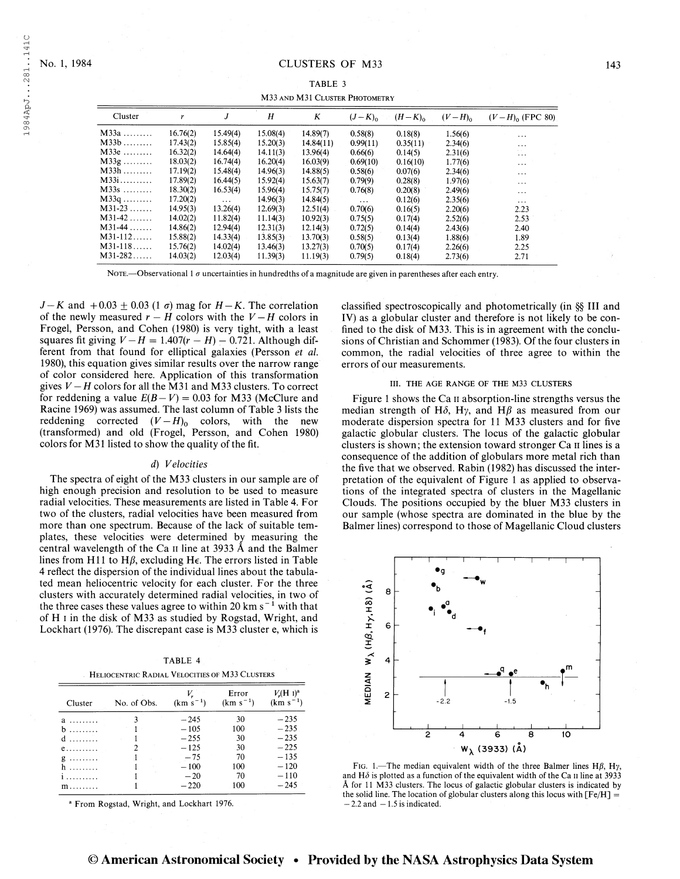TABLE 3

M33 AND M31 CLUSTER PHOTOMETRY

| Cluster | $r$ | $J$ | $H$ | $K$ | $(J-K)_0$ | $(H-K)_0$ | $(V-H)_0$ | $(V-H)_0$ (FPC 80) |
|---|---|---|---|---|---|---|---|---|
| M33a ......... | 16.76(2) | 15.49(4) | 15.08(4) | 14.89(7) | 0.58(8) | 0.18(8) | 1.56(6) | ... |
| M33b ......... | 17.43(2) | 15.85(4) | 15.20(3) | 14.84(11) | 0.99(11) | 0.35(11) | 2.34(6) | ... |
| M33e ......... | 16.32(2) | 14.64(4) | 14.11(3) | 13.96(4) | 0.66(6) | 0.14(5) | 2.31(6) | ... |
| M33g ......... | 18.03(2) | 16.74(4) | 16.20(4) | 16.03(9) | 0.69(10) | 0.16(10) | 1.77(6) | ... |
| M33h ......... | 17.19(2) | 15.48(4) | 14.96(3) | 14.88(5) | 0.58(6) | 0.07(6) | 2.34(6) | ... |
| M33i.......... | 17.89(2) | 16.44(5) | 15.92(4) | 15.63(7) | 0.79(9) | 0.28(8) | 1.97(6) | ... |
| M33s ......... | 18.30(2) | 16.53(4) | 15.96(4) | 15.75(7) | 0.76(8) | 0.20(8) | 2.49(6) | ... |
| M33q ......... | 17.20(2) | ... | 14.96(3) | 14.84(5) | ... | 0.12(6) | 2.35(6) | ... |
| M31-23 ....... | 14.95(3) | 13.26(4) | 12.69(3) | 12.51(4) | 0.70(6) | 0.16(5) | 2.20(6) | 2.23 |
| M31-42 ....... | 14.02(2) | 11.82(4) | 11.14(3) | 10.92(3) | 0.75(5) | 0.17(4) | 2.52(6) | 2.53 |
| M31-44 ....... | 14.86(2) | 12.94(4) | 12.31(3) | 12.14(3) | 0.72(5) | 0.14(4) | 2.43(6) | 2.40 |
| M31-112...... | 15.88(2) | 14.33(4) | 13.85(3) | 13.70(3) | 0.58(5) | 0.13(4) | 1.88(6) | 1.89 |
| M31-118...... | 15.76(2) | 14.02(4) | 13.46(3) | 13.27(3) | 0.70(5) | 0.17(4) | 2.26(6) | 2.25 |
| M31-282...... | 14.03(2) | 12.03(4) | 11.39(3) | 11.19(3) | 0.79(5) | 0.18(4) | 2.73(6) | 2.71 |

NOTE.—Observational 1 $\sigma$ uncertainties in hundredths of a magnitude are given in parentheses after each entry.

$J-K$ and $+0.03 \pm 0.03$ (1 $\sigma$) mag for $H-K$. The correlation of the newly measured $r-H$ colors with the $V-H$ colors in Frogel, Persson, and Cohen (1980) is very tight, with a least squares fit giving $V-H = 1.407(r-H) - 0.721$. Although different from that found for elliptical galaxies (Persson *et al.* 1980), this equation gives similar results over the narrow range of color considered here. Application of this transformation gives $V-H$ colors for all the M31 and M33 clusters. To correct for reddening a value $E(B-V) = 0.03$ for M33 (McClure and Racine 1969) was assumed. The last column of Table 3 lists the reddening corrected $(V-H)_0$ colors, with the new (transformed) and old (Frogel, Persson, and Cohen 1980) colors for M31 listed to show the quality of the fit.

### *d) Velocities*

The spectra of eight of the M33 clusters in our sample are of high enough precision and resolution to be used to measure radial velocities. These measurements are listed in Table 4. For two of the clusters, radial velocities have been measured from more than one spectrum. Because of the lack of suitable templates, these velocities were determined by measuring the central wavelength of the Ca II line at 3933 Å and the Balmer lines from H11 to H$\beta$, excluding H$\epsilon$. The errors listed in Table 4 reflect the dispersion of the individual lines about the tabulated mean heliocentric velocity for each cluster. For the three clusters with accurately determined radial velocities, in two of the three cases these values agree to within 20 km s$^{-1}$ with that of H I in the disk of M33 as studied by Rogstad, Wright, and Lockhart (1976). The discrepant case is M33 cluster e, which is classified spectroscopically and photometrically (in §§ III and IV) as a globular cluster and therefore is not likely to be confined to the disk of M33. This is in agreement with the conclusions of Christian and Schommer (1983). Of the four clusters in common, the radial velocities of three agree to within the errors of our measurements.

TABLE 4

HELIOCENTRIC RADIAL VELOCITIES OF M33 CLUSTERS

| Cluster | No. of Obs. | $V_r$ (km s$^{-1}$) | Error (km s$^{-1}$) | $V_r$(H I)[a] (km s$^{-1}$) |
|---|---|---|---|---|
| a ......... | 3 | −245 | 30 | −235 |
| b ......... | 1 | −105 | 100 | −235 |
| d ......... | 1 | −255 | 30 | −235 |
| e.......... | 2 | −125 | 30 | −225 |
| g ......... | 1 | −75 | 70 | −135 |
| h ......... | 1 | −100 | 100 | −120 |
| i.......... | 1 | −20 | 70 | −110 |
| m......... | 1 | −220 | 100 | −245 |

[a] From Rogstad, Wright, and Lockhart 1976.

## III. THE AGE RANGE OF THE M33 CLUSTERS

Figure 1 shows the Ca II absorption-line strengths versus the median strength of H$\delta$, H$\gamma$, and H$\beta$ as measured from our moderate dispersion spectra for 11 M33 clusters and for five galactic globular clusters. The locus of the galactic globular clusters is shown; the extension toward stronger Ca II lines is a consequence of the addition of globulars more metal rich than the five that we observed. Rabin (1982) has discussed the interpretation of the equivalent of Figure 1 as applied to observations of the integrated spectra of clusters in the Magellanic Clouds. The positions occupied by the bluer M33 clusters in our sample (whose spectra are dominated in the blue by the Balmer lines) correspond to those of Magellanic Cloud clusters

FIG. 1.—The median equivalent width of the three Balmer lines H$\beta$, H$\gamma$, and H$\delta$ is plotted as a function of the equivalent width of the Ca II line at 3933 Å for 11 M33 clusters. The locus of galactic globular clusters is indicated by the solid line. The location of globular clusters along this locus with [Fe/H] = −2.2 and −1.5 is indicated.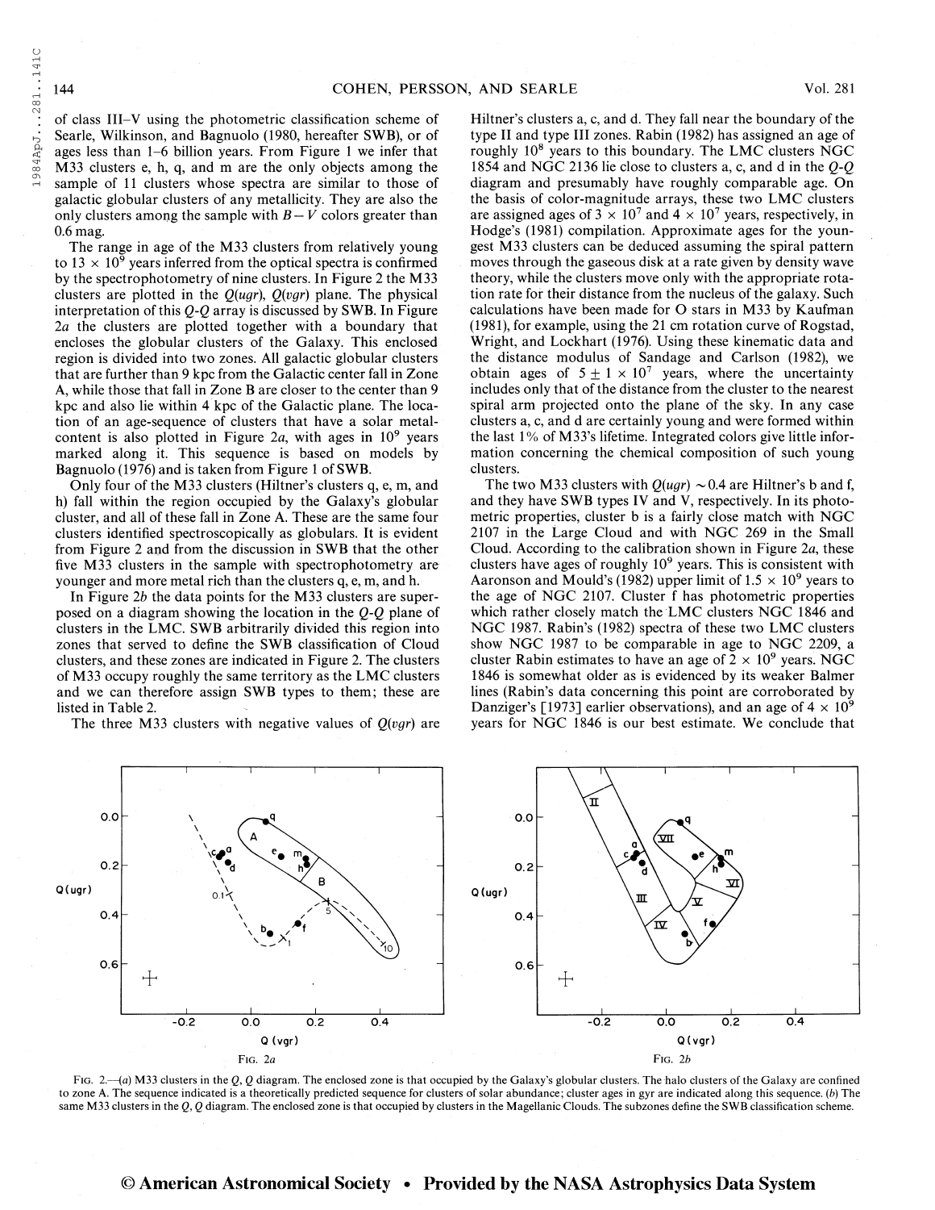of class III–V using the photometric classification scheme of Searle, Wilkinson, and Bagnuolo (1980, hereafter SWB), or of ages less than 1–6 billion years. From Figure 1 we infer that M33 clusters e, h, q, and m are the only objects among the sample of 11 clusters whose spectra are similar to those of galactic globular clusters of any metallicity. They are also the only clusters among the sample with $B-V$ colors greater than 0.6 mag.

The range in age of the M33 clusters from relatively young to $13 \times 10^9$ years inferred from the optical spectra is confirmed by the spectrophotometry of nine clusters. In Figure 2 the M33 clusters are plotted in the $Q(ugr)$, $Q(vgr)$ plane. The physical interpretation of this $Q$-$Q$ array is discussed by SWB. In Figure 2*a* the clusters are plotted together with a boundary that encloses the globular clusters of the Galaxy. This enclosed region is divided into two zones. All galactic globular clusters that are further than 9 kpc from the Galactic center fall in Zone A, while those that fall in Zone B are closer to the center than 9 kpc and also lie within 4 kpc of the Galactic plane. The location of an age-sequence of clusters that have a solar metal-content is also plotted in Figure 2*a*, with ages in $10^9$ years marked along it. This sequence is based on models by Bagnuolo (1976) and is taken from Figure 1 of SWB.

Only four of the M33 clusters (Hiltner's clusters q, e, m, and h) fall within the region occupied by the Galaxy's globular cluster, and all of these fall in Zone A. These are the same four clusters identified spectroscopically as globulars. It is evident from Figure 2 and from the discussion in SWB that the other five M33 clusters in the sample with spectrophotometry are younger and more metal rich than the clusters q, e, m, and h.

In Figure 2*b* the data points for the M33 clusters are superposed on a diagram showing the location in the $Q$-$Q$ plane of clusters in the LMC. SWB arbitrarily divided this region into zones that served to define the SWB classification of Cloud clusters, and these zones are indicated in Figure 2. The clusters of M33 occupy roughly the same territory as the LMC clusters and we can therefore assign SWB types to them; these are listed in Table 2.

The three M33 clusters with negative values of $Q(vgr)$ are Hiltner's clusters a, c, and d. They fall near the boundary of the type II and type III zones. Rabin (1982) has assigned an age of roughly $10^8$ years to this boundary. The LMC clusters NGC 1854 and NGC 2136 lie close to clusters a, c, and d in the $Q$-$Q$ diagram and presumably have roughly comparable age. On the basis of color-magnitude arrays, these two LMC clusters are assigned ages of $3 \times 10^7$ and $4 \times 10^7$ years, respectively, in Hodge's (1981) compilation. Approximate ages for the youngest M33 clusters can be deduced assuming the spiral pattern moves through the gaseous disk at a rate given by density wave theory, while the clusters move only with the appropriate rotation rate for their distance from the nucleus of the galaxy. Such calculations have been made for O stars in M33 by Kaufman (1981), for example, using the 21 cm rotation curve of Rogstad, Wright, and Lockhart (1976). Using these kinematic data and the distance modulus of Sandage and Carlson (1982), we obtain ages of $5 \pm 1 \times 10^7$ years, where the uncertainty includes only that of the distance from the cluster to the nearest spiral arm projected onto the plane of the sky. In any case clusters a, c, and d are certainly young and were formed within the last 1% of M33's lifetime. Integrated colors give little information concerning the chemical composition of such young clusters.

The two M33 clusters with $Q(ugr) \sim 0.4$ are Hiltner's b and f, and they have SWB types IV and V, respectively. In its photometric properties, cluster b is a fairly close match with NGC 2107 in the Large Cloud and with NGC 269 in the Small Cloud. According to the calibration shown in Figure 2*a*, these clusters have ages of roughly $10^9$ years. This is consistent with Aaronson and Mould's (1982) upper limit of $1.5 \times 10^9$ years to the age of NGC 2107. Cluster f has photometric properties which rather closely match the LMC clusters NGC 1846 and NGC 1987. Rabin's (1982) spectra of these two LMC clusters show NGC 1987 to be comparable in age to NGC 2209, a cluster Rabin estimates to have an age of $2 \times 10^9$ years. NGC 1846 is somewhat older as is evidenced by its weaker Balmer lines (Rabin's data concerning this point are corroborated by Danziger's [1973] earlier observations), and an age of $4 \times 10^9$ years for NGC 1846 is our best estimate. We conclude that

FIG. 2.—(*a*) M33 clusters in the $Q$, $Q$ diagram. The enclosed zone is that occupied by the Galaxy's globular clusters. The halo clusters of the Galaxy are confined to zone A. The sequence indicated is a theoretically predicted sequence for clusters of solar abundance; cluster ages in gyr are indicated along this sequence. (*b*) The same M33 clusters in the $Q$, $Q$ diagram. The enclosed zone is that occupied by clusters in the Magellanic Clouds. The subzones define the SWB classification scheme.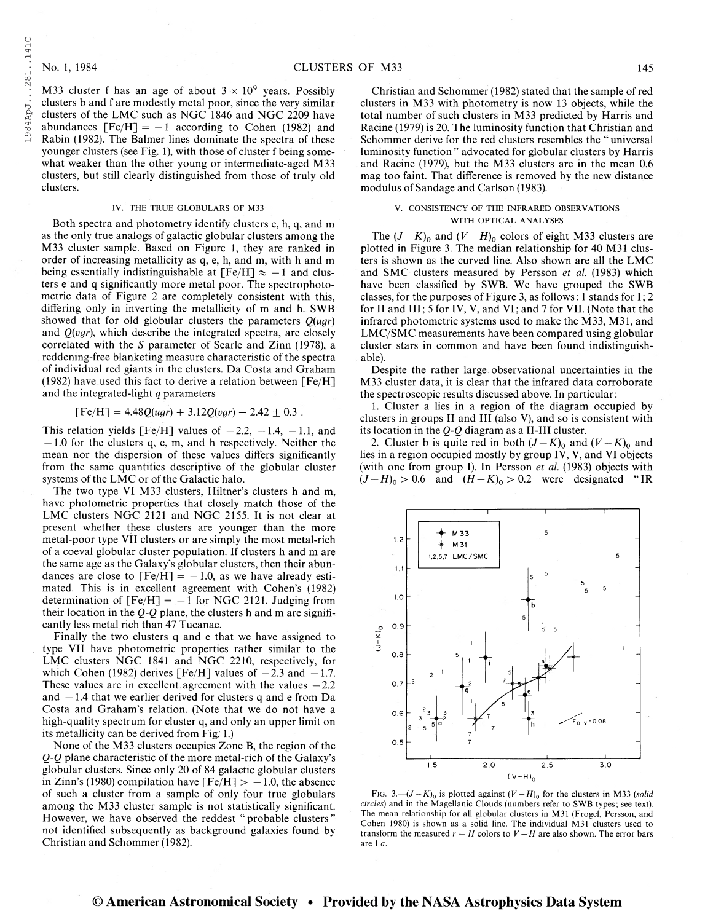M33 cluster f has an age of about $3 \times 10^9$ years. Possibly clusters b and f are modestly metal poor, since the very similar clusters of the LMC such as NGC 1846 and NGC 2209 have abundances $[Fe/H] = -1$ according to Cohen (1982) and Rabin (1982). The Balmer lines dominate the spectra of these younger clusters (see Fig. 1), with those of cluster f being somewhat weaker than the other young or intermediate-aged M33 clusters, but still clearly distinguished from those of truly old clusters.

## IV. THE TRUE GLOBULARS OF M33

Both spectra and photometry identify clusters e, h, q, and m as the only true analogs of galactic globular clusters among the M33 cluster sample. Based on Figure 1, they are ranked in order of increasing metallicity as q, e, h, and m, with h and m being essentially indistinguishable at $[Fe/H] \approx -1$ and clusters e and q significantly more metal poor. The spectrophotometric data of Figure 2 are completely consistent with this, differing only in inverting the metallicity of m and h. SWB showed that for old globular clusters the parameters $Q(ugr)$ and $Q(vgr)$, which describe the integrated spectra, are closely correlated with the $S$ parameter of Searle and Zinn (1978), a reddening-free blanketing measure characteristic of the spectra of individual red giants in the clusters. Da Costa and Graham (1982) have used this fact to derive a relation between [Fe/H] and the integrated-light $q$ parameters

$$[Fe/H] = 4.48Q(ugr) + 3.12Q(vgr) - 2.42 \pm 0.3 .$$

This relation yields [Fe/H] values of $-2.2$, $-1.4$, $-1.1$, and $-1.0$ for the clusters q, e, m, and h respectively. Neither the mean nor the dispersion of these values differs significantly from the same quantities descriptive of the globular cluster systems of the LMC or of the Galactic halo.

The two type VI M33 clusters, Hiltner's clusters h and m, have photometric properties that closely match those of the LMC clusters NGC 2121 and NGC 2155. It is not clear at present whether these clusters are younger than the more metal-poor type VII clusters or are simply the most metal-rich of a coeval globular cluster population. If clusters h and m are the same age as the Galaxy's globular clusters, then their abundances are close to $[Fe/H] = -1.0$, as we have already estimated. This is in excellent agreement with Cohen's (1982) determination of $[Fe/H] = -1$ for NGC 2121. Judging from their location in the $Q$-$Q$ plane, the clusters h and m are significantly less metal rich than 47 Tucanae.

Finally the two clusters q and e that we have assigned to type VII have photometric properties rather similar to the LMC clusters NGC 1841 and NGC 2210, respectively, for which Cohen (1982) derives [Fe/H] values of $-2.3$ and $-1.7$. These values are in excellent agreement with the values $-2.2$ and $-1.4$ that we earlier derived for clusters q and e from Da Costa and Graham's relation. (Note that we do not have a high-quality spectrum for cluster q, and only an upper limit on its metallicity can be derived from Fig. 1.)

None of the M33 clusters occupies Zone B, the region of the $Q$-$Q$ plane characteristic of the more metal-rich of the Galaxy's globular clusters. Since only 20 of 84 galactic globular clusters in Zinn's (1980) compilation have $[Fe/H] > -1.0$, the absence of such a cluster from a sample of only four true globulars among the M33 cluster sample is not statistically significant. However, we have observed the reddest "probable clusters" not identified subsequently as background galaxies found by Christian and Schommer (1982).

Christian and Schommer (1982) stated that the sample of red clusters in M33 with photometry is now 13 objects, while the total number of such clusters in M33 predicted by Harris and Racine (1979) is 20. The luminosity function that Christian and Schommer derive for the red clusters resembles the "universal luminosity function" advocated for globular clusters by Harris and Racine (1979), but the M33 clusters are in the mean 0.6 mag too faint. That difference is removed by the new distance modulus of Sandage and Carlson (1983).

## V. CONSISTENCY OF THE INFRARED OBSERVATIONS WITH OPTICAL ANALYSES

The $(J-K)_0$ and $(V-H)_0$ colors of eight M33 clusters are plotted in Figure 3. The median relationship for 40 M31 clusters is shown as the curved line. Also shown are all the LMC and SMC clusters measured by Persson *et al.* (1983) which have been classified by SWB. We have grouped the SWB classes, for the purposes of Figure 3, as follows: 1 stands for I; 2 for II and III; 5 for IV, V, and VI; and 7 for VII. (Note that the infrared photometric systems used to make the M33, M31, and LMC/SMC measurements have been compared using globular cluster stars in common and have been found indistinguishable).

Despite the rather large observational uncertainties in the M33 cluster data, it is clear that the infrared data corroborate the spectroscopic results discussed above. In particular:

1. Cluster a lies in a region of the diagram occupied by clusters in groups II and III (also V), and so is consistent with its location in the $Q$-$Q$ diagram as a II-III cluster.

2. Cluster b is quite red in both $(J-K)_0$ and $(V-K)_0$ and lies in a region occupied mostly by group IV, V, and VI objects (with one from group I). In Persson *et al.* (1983) objects with $(J-H)_0 > 0.6$ and $(H-K)_0 > 0.2$ were designated "IR

FIG. 3.—$(J-K)_0$ is plotted against $(V-H)_0$ for the clusters in M33 (*solid circles*) and in the Magellanic Clouds (numbers refer to SWB types; see text). The mean relationship for all globular clusters in M31 (Frogel, Persson, and Cohen 1980) is shown as a solid line. The individual M31 clusters used to transform the measured $r-H$ colors to $V-H$ are also shown. The error bars are 1 $\sigma$.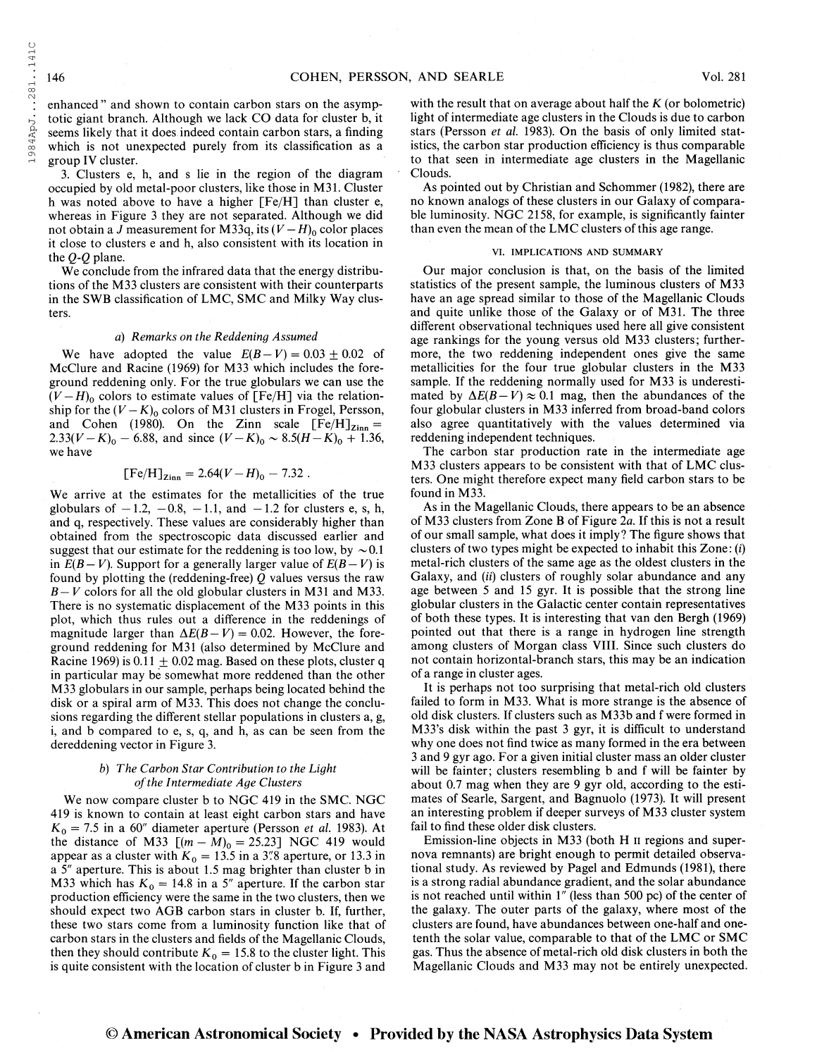enhanced" and shown to contain carbon stars on the asymptotic giant branch. Although we lack CO data for cluster b, it seems likely that it does indeed contain carbon stars, a finding which is not unexpected purely from its classification as a group IV cluster.

3. Clusters e, h, and s lie in the region of the diagram occupied by old metal-poor clusters, like those in M31. Cluster h was noted above to have a higher [Fe/H] than cluster e, whereas in Figure 3 they are not separated. Although we did not obtain a $J$ measurement for M33q, its $(V-H)_0$ color places it close to clusters e and h, also consistent with its location in the $Q$-$Q$ plane.

We conclude from the infrared data that the energy distributions of the M33 clusters are consistent with their counterparts in the SWB classification of LMC, SMC and Milky Way clusters.

### *a) Remarks on the Reddening Assumed*

We have adopted the value $E(B-V) = 0.03 \pm 0.02$ of McClure and Racine (1969) for M33 which includes the foreground reddening only. For the true globulars we can use the $(V-H)_0$ colors to estimate values of [Fe/H] via the relationship for the $(V-K)_0$ colors of M31 clusters in Frogel, Persson, and Cohen (1980). On the Zinn scale $[\mathrm{Fe/H}]_{\mathrm{Zinn}} = 2.33(V-K)_0 - 6.88$, and since $(V-K)_0 \sim 8.5(H-K)_0 + 1.36$, we have

$$[\mathrm{Fe/H}]_{\mathrm{Zinn}} = 2.64(V-H)_0 - 7.32 \, .$$

We arrive at the estimates for the metallicities of the true globulars of $-1.2$, $-0.8$, $-1.1$, and $-1.2$ for clusters e, s, h, and q, respectively. These values are considerably higher than obtained from the spectroscopic data discussed earlier and suggest that our estimate for the reddening is too low, by $\sim 0.1$ in $E(B-V)$. Support for a generally larger value of $E(B-V)$ is found by plotting the (reddening-free) $Q$ values versus the raw $B-V$ colors for all the old globular clusters in M31 and M33. There is no systematic displacement of the M33 points in this plot, which thus rules out a difference in the reddenings of magnitude larger than $\Delta E(B-V) = 0.02$. However, the foreground reddening for M31 (also determined by McClure and Racine 1969) is $0.11 \pm 0.02$ mag. Based on these plots, cluster q in particular may be somewhat more reddened than the other M33 globulars in our sample, perhaps being located behind the disk or a spiral arm of M33. This does not change the conclusions regarding the different stellar populations in clusters a, g, i, and b compared to e, s, q, and h, as can be seen from the dereddening vector in Figure 3.

### *b) The Carbon Star Contribution to the Light of the Intermediate Age Clusters*

We now compare cluster b to NGC 419 in the SMC. NGC 419 is known to contain at least eight carbon stars and have $K_0 = 7.5$ in a 60″ diameter aperture (Persson *et al.* 1983). At the distance of M33 $[(m-M)_0 = 25.23]$ NGC 419 would appear as a cluster with $K_0 = 13.5$ in a 3″.8 aperture, or 13.3 in a 5″ aperture. This is about 1.5 mag brighter than cluster b in M33 which has $K_0 = 14.8$ in a 5″ aperture. If the carbon star production efficiency were the same in the two clusters, then we should expect two AGB carbon stars in cluster b. If, further, these two stars come from a luminosity function like that of carbon stars in the clusters and fields of the Magellanic Clouds, then they should contribute $K_0 = 15.8$ to the cluster light. This is quite consistent with the location of cluster b in Figure 3 and with the result that on average about half the $K$ (or bolometric) light of intermediate age clusters in the Clouds is due to carbon stars (Persson *et al.* 1983). On the basis of only limited statistics, the carbon star production efficiency is thus comparable to that seen in intermediate age clusters in the Magellanic Clouds.

As pointed out by Christian and Schommer (1982), there are no known analogs of these clusters in our Galaxy of comparable luminosity. NGC 2158, for example, is significantly fainter than even the mean of the LMC clusters of this age range.

## VI. IMPLICATIONS AND SUMMARY

Our major conclusion is that, on the basis of the limited statistics of the present sample, the luminous clusters of M33 have an age spread similar to those of the Magellanic Clouds and quite unlike those of the Galaxy or of M31. The three different observational techniques used here all give consistent age rankings for the young versus old M33 clusters; furthermore, the two reddening independent ones give the same metallicities for the four true globular clusters in the M33 sample. If the reddening normally used for M33 is underestimated by $\Delta E(B-V) \approx 0.1$ mag, then the abundances of the four globular clusters in M33 inferred from broad-band colors also agree quantitatively with the values determined via reddening independent techniques.

The carbon star production rate in the intermediate age M33 clusters appears to be consistent with that of LMC clusters. One might therefore expect many field carbon stars to be found in M33.

As in the Magellanic Clouds, there appears to be an absence of M33 clusters from Zone B of Figure 2*a*. If this is not a result of our small sample, what does it imply? The figure shows that clusters of two types might be expected to inhabit this Zone: (*i*) metal-rich clusters of the same age as the oldest clusters in the Galaxy, and (*ii*) clusters of roughly solar abundance and any age between 5 and 15 gyr. It is possible that the strong line globular clusters in the Galactic center contain representatives of both these types. It is interesting that van den Bergh (1969) pointed out that there is a range in hydrogen line strength among clusters of Morgan class VIII. Since such clusters do not contain horizontal-branch stars, this may be an indication of a range in cluster ages.

It is perhaps not too surprising that metal-rich old clusters failed to form in M33. What is more strange is the absence of old disk clusters. If clusters such as M33b and f were formed in M33's disk within the past 3 gyr, it is difficult to understand why one does not find twice as many formed in the era between 3 and 9 gyr ago. For a given initial cluster mass an older cluster will be fainter; clusters resembling b and f will be fainter by about 0.7 mag when they are 9 gyr old, according to the estimates of Searle, Sargent, and Bagnuolo (1973). It will present an interesting problem if deeper surveys of M33 cluster system fail to find these older disk clusters.

Emission-line objects in M33 (both H II regions and supernova remnants) are bright enough to permit detailed observational study. As reviewed by Pagel and Edmunds (1981), there is a strong radial abundance gradient, and the solar abundance is not reached until within 1″ (less than 500 pc) of the center of the galaxy. The outer parts of the galaxy, where most of the clusters are found, have abundances between one-half and one-tenth the solar value, comparable to that of the LMC or SMC gas. Thus the absence of metal-rich old disk clusters in both the Magellanic Clouds and M33 may not be entirely unexpected.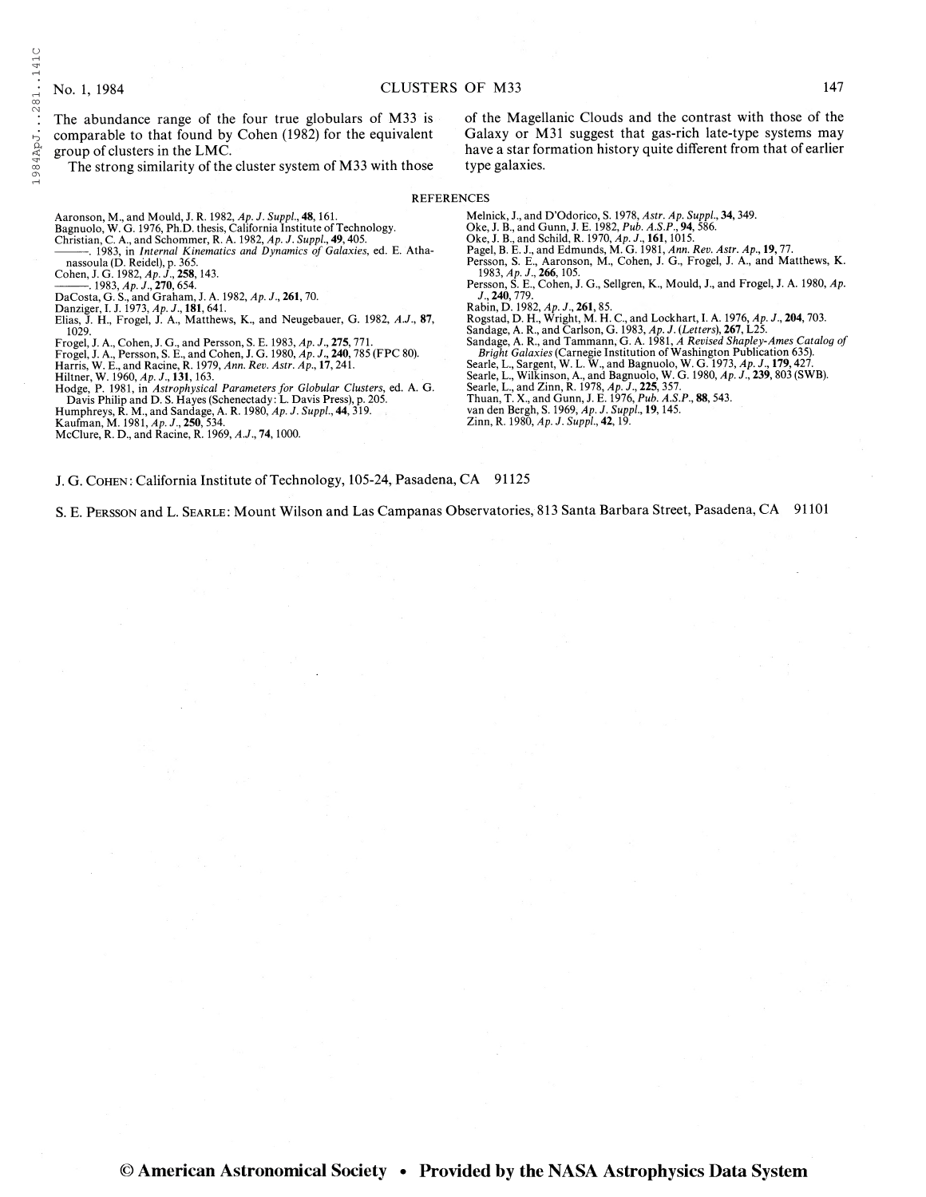The abundance range of the four true globulars of M33 is comparable to that found by Cohen (1982) for the equivalent group of clusters in the LMC.

The strong similarity of the cluster system of M33 with those of the Magellanic Clouds and the contrast with those of the Galaxy or M31 suggest that gas-rich late-type systems may have a star formation history quite different from that of earlier type galaxies.

## REFERENCES

Aaronson, M., and Mould, J. R. 1982, *Ap. J. Suppl.*, **48**, 161.
Bagnuolo, W. G. 1976, Ph.D. thesis, California Institute of Technology.
Christian, C. A., and Schommer, R. A. 1982, *Ap. J. Suppl.*, **49**, 405.
———. 1983, in *Internal Kinematics and Dynamics of Galaxies*, ed. E. Athanassoula (D. Reidel), p. 365.
Cohen, J. G. 1982, *Ap. J.*, **258**, 143.
———. 1983, *Ap. J.*, **270**, 654.
DaCosta, G. S., and Graham, J. A. 1982, *Ap. J.*, **261**, 70.
Danziger, I. J. 1973, *Ap. J.*, **181**, 641.
Elias, J. H., Frogel, J. A., Matthews, K., and Neugebauer, G. 1982, *A.J.*, **87**, 1029.
Frogel, J. A., Cohen, J. G., and Persson, S. E. 1983, *Ap. J.*, **275**, 771.
Frogel, J. A., Persson, S. E., and Cohen, J. G. 1980, *Ap. J.*, **240**, 785 (FPC 80).
Harris, W. E., and Racine, R. 1979, *Ann. Rev. Astr. Ap.*, **17**, 241.
Hiltner, W. 1960, *Ap. J.*, **131**, 163.
Hodge, P. 1981, in *Astrophysical Parameters for Globular Clusters*, ed. A. G. Davis Philip and D. S. Hayes (Schenectady: L. Davis Press), p. 205.
Humphreys, R. M., and Sandage, A. R. 1980, *Ap. J. Suppl.*, **44**, 319.
Kaufman, M. 1981, *Ap. J.*, **250**, 534.
McClure, R. D., and Racine, R. 1969, *A.J.*, **74**, 1000.
Melnick, J., and D'Odorico, S. 1978, *Astr. Ap. Suppl.*, **34**, 349.
Oke, J. B., and Gunn, J. E. 1982, *Pub. A.S.P.*, **94**, 586.
Oke, J. B., and Schild, R. 1970, *Ap. J.*, **161**, 1015.
Pagel, B. E. J., and Edmunds, M. G. 1981, *Ann. Rev. Astr. Ap.*, **19**, 77.
Persson, S. E., Aaronson, M., Cohen, J. G., Frogel, J. A., and Matthews, K. 1983, *Ap. J.*, **266**, 105.
Persson, S. E., Cohen, J. G., Sellgren, K., Mould, J., and Frogel, J. A. 1980, *Ap. J.*, **240**, 779.
Rabin, D. 1982, *Ap. J.*, **261**, 85.
Rogstad, D. H., Wright, M. H. C., and Lockhart, I. A. 1976, *Ap. J.*, **204**, 703.
Sandage, A. R., and Carlson, G. 1983, *Ap. J. (Letters)*, **267**, L25.
Sandage, A. R., and Tammann, G. A. 1981, *A Revised Shapley-Ames Catalog of Bright Galaxies* (Carnegie Institution of Washington Publication 635).
Searle, L., Sargent, W. L. W., and Bagnuolo, W. G. 1973, *Ap. J.*, **179**, 427.
Searle, L., Wilkinson, A., and Bagnuolo, W. G. 1980, *Ap. J.*, **239**, 803 (SWB).
Searle, L., and Zinn, R. 1978, *Ap. J.*, **225**, 357.
Thuan, T. X., and Gunn, J. E. 1976, *Pub. A.S.P.*, **88**, 543.
van den Bergh, S. 1969, *Ap. J. Suppl.*, **19**, 145.
Zinn, R. 1980, *Ap. J. Suppl.*, **42**, 19.

J. G. Cohen: California Institute of Technology, 105-24, Pasadena, CA 91125

S. E. Persson and L. Searle: Mount Wilson and Las Campanas Observatories, 813 Santa Barbara Street, Pasadena, CA 91101